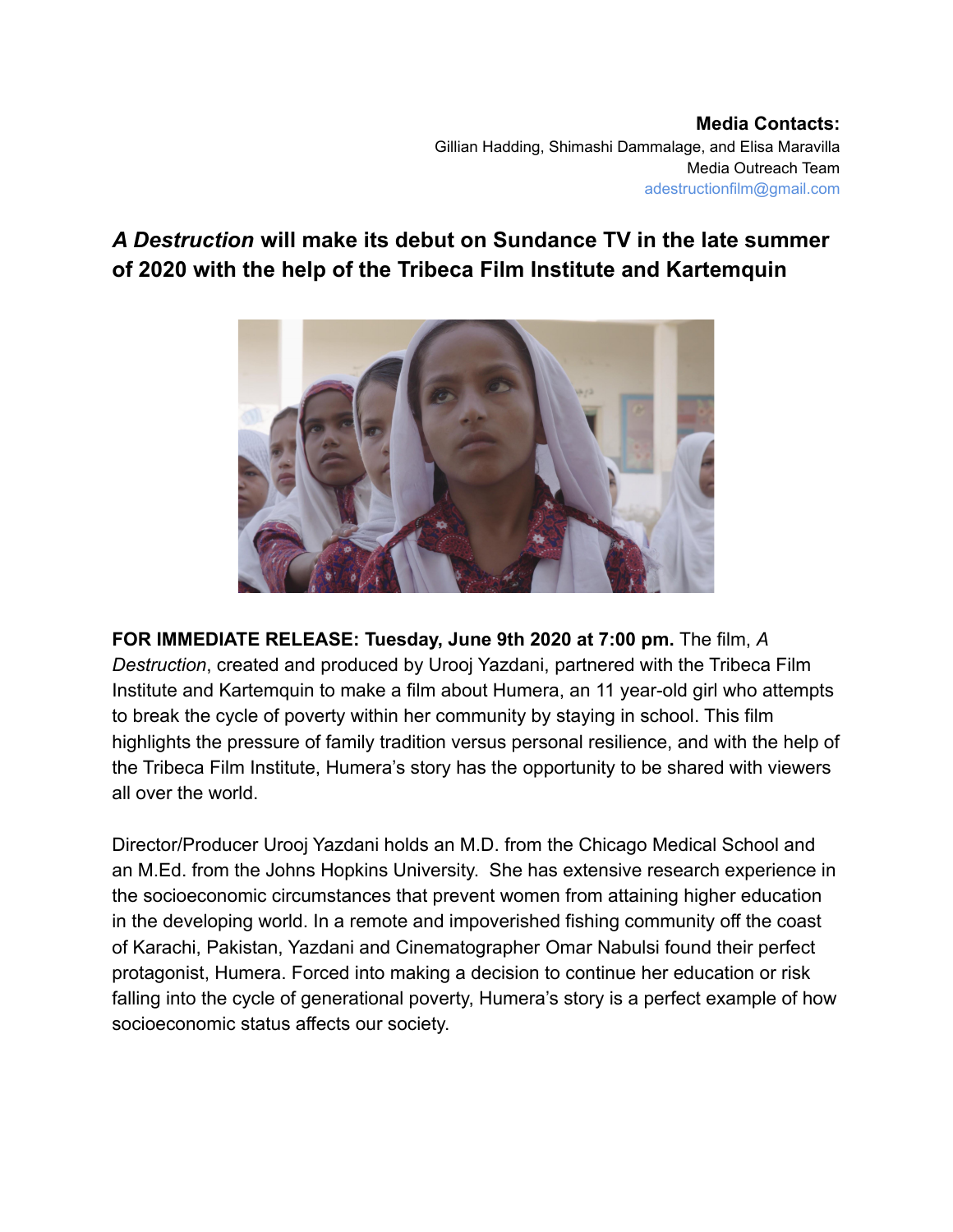**Media Contacts:**
Gillian Hadding, Shimashi Dammalage, and Elisa Maravilla
Media Outreach Team
adestructionfilm@gmail.com

## ***A Destruction*** **will make its debut on Sundance TV in the late summer of 2020 with the help of the Tribeca Film Institute and Kartemquin**

**FOR IMMEDIATE RELEASE: Tuesday, June 9th 2020 at 7:00 pm.** The film, *A Destruction*, created and produced by Urooj Yazdani, partnered with the Tribeca Film Institute and Kartemquin to make a film about Humera, an 11 year-old girl who attempts to break the cycle of poverty within her community by staying in school. This film highlights the pressure of family tradition versus personal resilience, and with the help of the Tribeca Film Institute, Humera's story has the opportunity to be shared with viewers all over the world.

Director/Producer Urooj Yazdani holds an M.D. from the Chicago Medical School and an M.Ed. from the Johns Hopkins University. She has extensive research experience in the socioeconomic circumstances that prevent women from attaining higher education in the developing world. In a remote and impoverished fishing community off the coast of Karachi, Pakistan, Yazdani and Cinematographer Omar Nabulsi found their perfect protagonist, Humera. Forced into making a decision to continue her education or risk falling into the cycle of generational poverty, Humera's story is a perfect example of how socioeconomic status affects our society.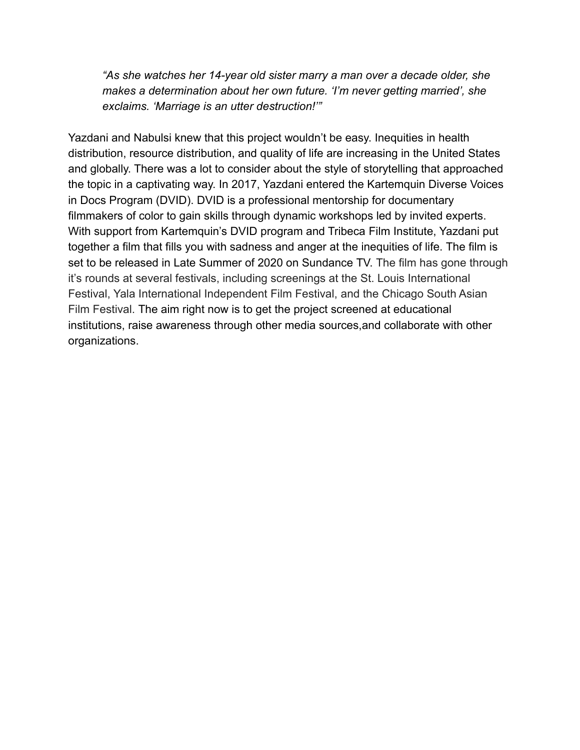> *"As she watches her 14-year old sister marry a man over a decade older, she makes a determination about her own future. 'I'm never getting married', she exclaims. 'Marriage is an utter destruction!'"*

Yazdani and Nabulsi knew that this project wouldn't be easy. Inequities in health distribution, resource distribution, and quality of life are increasing in the United States and globally. There was a lot to consider about the style of storytelling that approached the topic in a captivating way. In 2017, Yazdani entered the Kartemquin Diverse Voices in Docs Program (DVID). DVID is a professional mentorship for documentary filmmakers of color to gain skills through dynamic workshops led by invited experts. With support from Kartemquin's DVID program and Tribeca Film Institute, Yazdani put together a film that fills you with sadness and anger at the inequities of life. The film is set to be released in Late Summer of 2020 on Sundance TV. The film has gone through it's rounds at several festivals, including screenings at the St. Louis International Festival, Yala International Independent Film Festival, and the Chicago South Asian Film Festival. The aim right now is to get the project screened at educational institutions, raise awareness through other media sources,and collaborate with other organizations.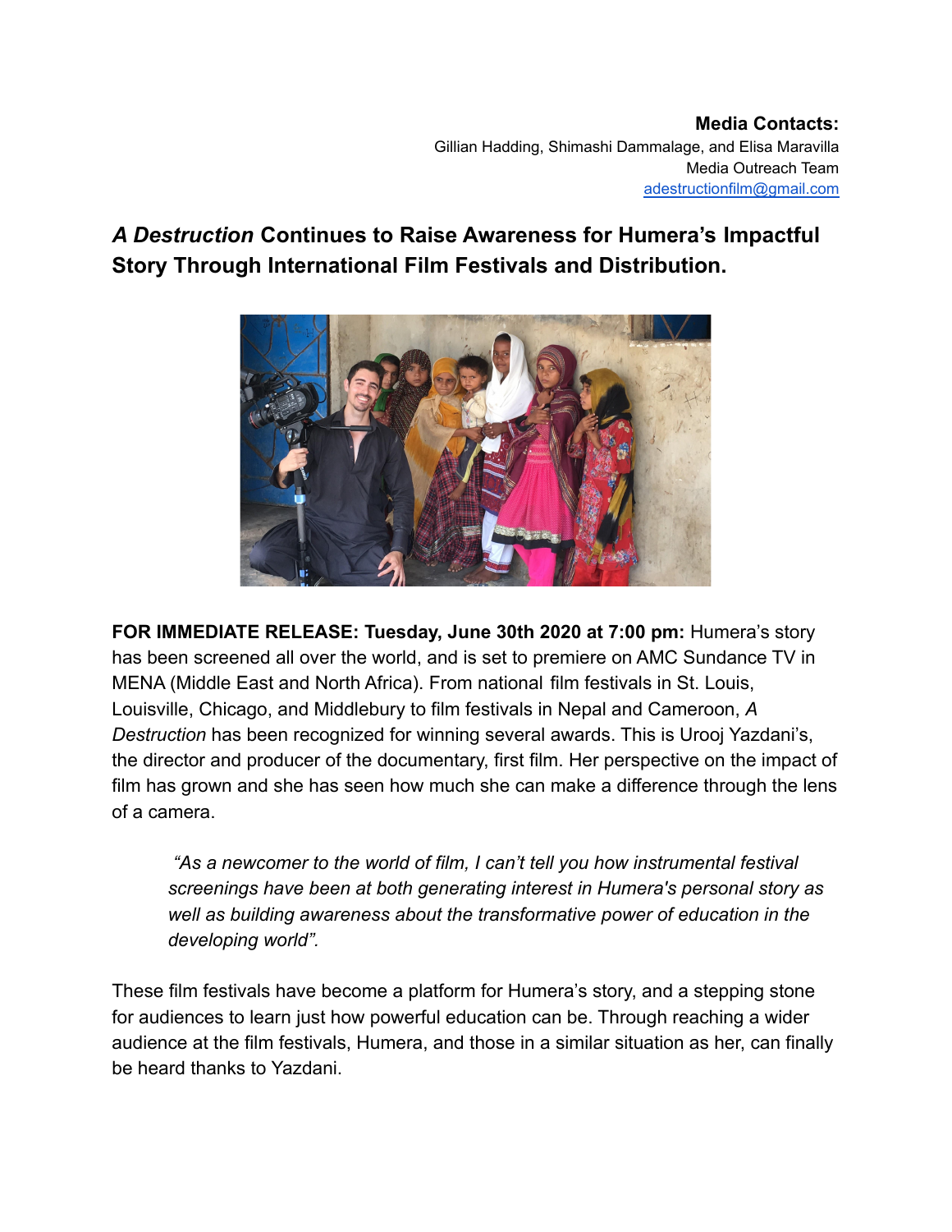**Media Contacts:**
Gillian Hadding, Shimashi Dammalage, and Elisa Maravilla
Media Outreach Team
adestructionfilm@gmail.com

## *A Destruction* Continues to Raise Awareness for Humera's Impactful Story Through International Film Festivals and Distribution.

**FOR IMMEDIATE RELEASE: Tuesday, June 30th 2020 at 7:00 pm:** Humera's story has been screened all over the world, and is set to premiere on AMC Sundance TV in MENA (Middle East and North Africa). From national film festivals in St. Louis, Louisville, Chicago, and Middlebury to film festivals in Nepal and Cameroon, *A Destruction* has been recognized for winning several awards. This is Urooj Yazdani's, the director and producer of the documentary, first film. Her perspective on the impact of film has grown and she has seen how much she can make a difference through the lens of a camera.

> *"As a newcomer to the world of film, I can't tell you how instrumental festival screenings have been at both generating interest in Humera's personal story as well as building awareness about the transformative power of education in the developing world".*

These film festivals have become a platform for Humera's story, and a stepping stone for audiences to learn just how powerful education can be. Through reaching a wider audience at the film festivals, Humera, and those in a similar situation as her, can finally be heard thanks to Yazdani.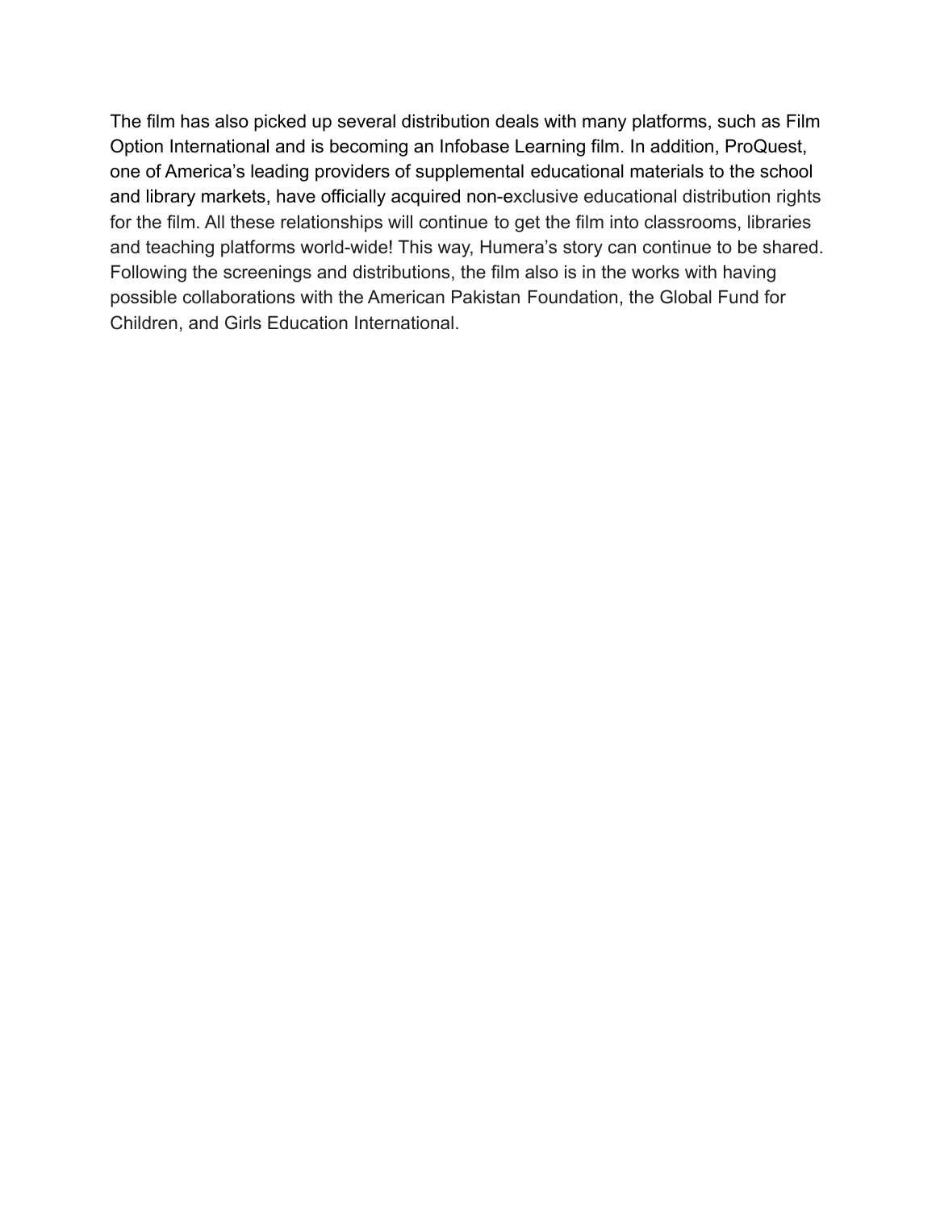The film has also picked up several distribution deals with many platforms, such as Film Option International and is becoming an Infobase Learning film. In addition, ProQuest, one of America's leading providers of supplemental educational materials to the school and library markets, have officially acquired non-exclusive educational distribution rights for the film. All these relationships will continue to get the film into classrooms, libraries and teaching platforms world-wide! This way, Humera's story can continue to be shared. Following the screenings and distributions, the film also is in the works with having possible collaborations with the American Pakistan Foundation, the Global Fund for Children, and Girls Education International.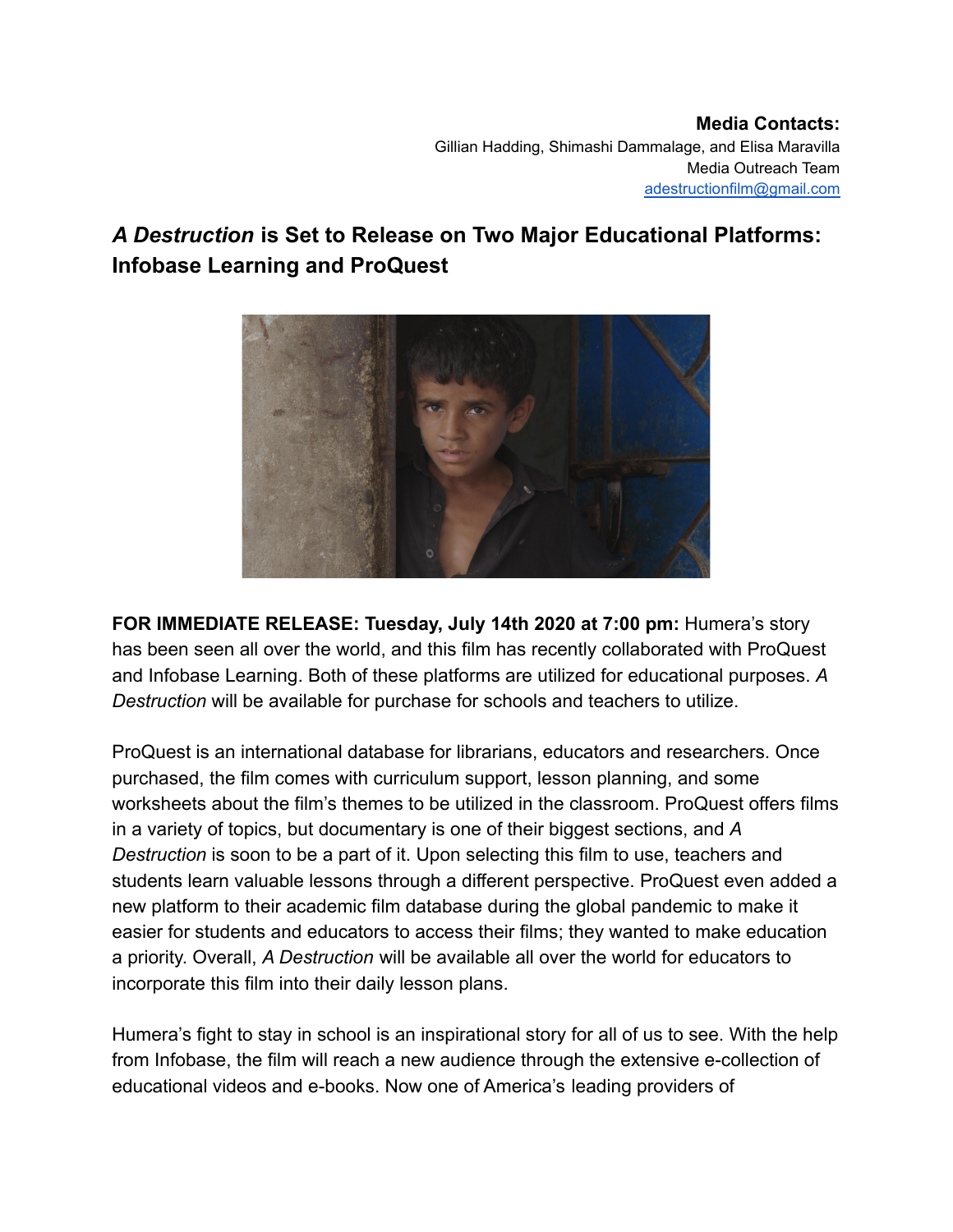**Media Contacts:**
Gillian Hadding, Shimashi Dammalage, and Elisa Maravilla
Media Outreach Team
adestructionfilm@gmail.com

## *A Destruction* is Set to Release on Two Major Educational Platforms: Infobase Learning and ProQuest

**FOR IMMEDIATE RELEASE: Tuesday, July 14th 2020 at 7:00 pm:** Humera's story has been seen all over the world, and this film has recently collaborated with ProQuest and Infobase Learning. Both of these platforms are utilized for educational purposes. *A Destruction* will be available for purchase for schools and teachers to utilize.

ProQuest is an international database for librarians, educators and researchers. Once purchased, the film comes with curriculum support, lesson planning, and some worksheets about the film's themes to be utilized in the classroom. ProQuest offers films in a variety of topics, but documentary is one of their biggest sections, and *A Destruction* is soon to be a part of it. Upon selecting this film to use, teachers and students learn valuable lessons through a different perspective. ProQuest even added a new platform to their academic film database during the global pandemic to make it easier for students and educators to access their films; they wanted to make education a priority. Overall, *A Destruction* will be available all over the world for educators to incorporate this film into their daily lesson plans.

Humera's fight to stay in school is an inspirational story for all of us to see. With the help from Infobase, the film will reach a new audience through the extensive e-collection of educational videos and e-books. Now one of America's leading providers of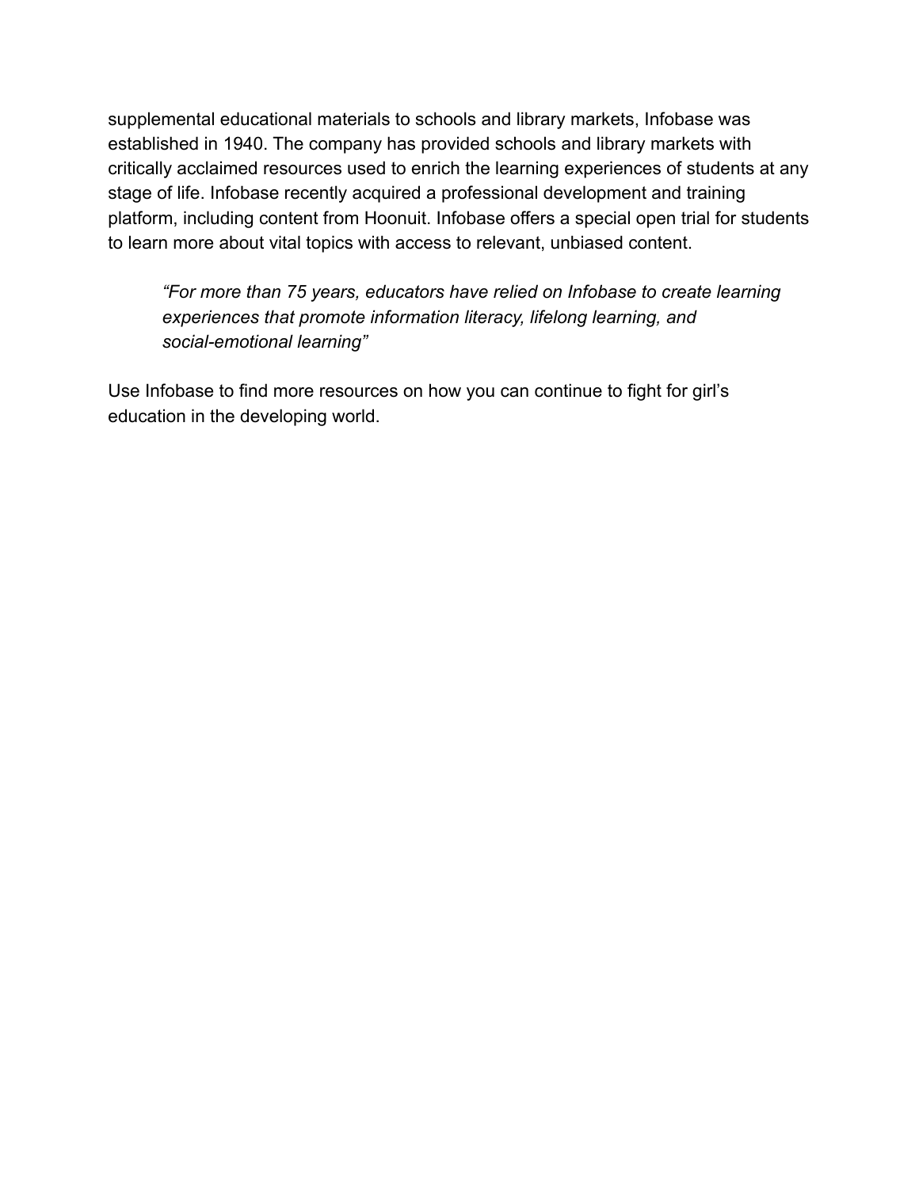supplemental educational materials to schools and library markets, Infobase was established in 1940. The company has provided schools and library markets with critically acclaimed resources used to enrich the learning experiences of students at any stage of life. Infobase recently acquired a professional development and training platform, including content from Hoonuit. Infobase offers a special open trial for students to learn more about vital topics with access to relevant, unbiased content.

> *"For more than 75 years, educators have relied on Infobase to create learning experiences that promote information literacy, lifelong learning, and social-emotional learning"*

Use Infobase to find more resources on how you can continue to fight for girl's education in the developing world.